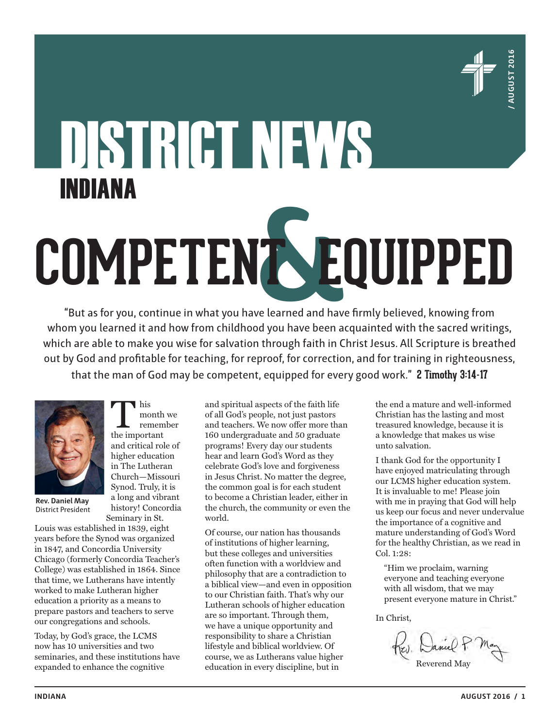# DISTRICT NEWS

## INDIANA

# COMPETENT & EQUIPPED

"But as for you, continue in what you have learned and have firmly believed, knowing from whom you learned it and how from childhood you have been acquainted with the sacred writings, which are able to make you wise for salvation through faith in Christ Jesus. All Scripture is breathed out by God and profitable for teaching, for reproof, for correction, and for training in righteousness, that the man of God may be competent, equipped for every good work." **2 Timothy 3:14-17**

**Rev. Daniel May**
District President

This month we remember the important and critical role of higher education in The Lutheran Church—Missouri Synod. Truly, it is a long and vibrant history! Concordia Seminary in St. Louis was established in 1839, eight years before the Synod was organized in 1847, and Concordia University Chicago (formerly Concordia Teacher's College) was established in 1864. Since that time, we Lutherans have intently worked to make Lutheran higher education a priority as a means to prepare pastors and teachers to serve our congregations and schools.

Today, by God's grace, the LCMS now has 10 universities and two seminaries, and these institutions have expanded to enhance the cognitive and spiritual aspects of the faith life of all God's people, not just pastors and teachers. We now offer more than 160 undergraduate and 50 graduate programs! Every day our students hear and learn God's Word as they celebrate God's love and forgiveness in Jesus Christ. No matter the degree, the common goal is for each student to become a Christian leader, either in the church, the community or even the world.

Of course, our nation has thousands of institutions of higher learning, but these colleges and universities often function with a worldview and philosophy that are a contradiction to a biblical view—and even in opposition to our Christian faith. That's why our Lutheran schools of higher education are so important. Through them, we have a unique opportunity and responsibility to share a Christian lifestyle and biblical worldview. Of course, we as Lutherans value higher education in every discipline, but in the end a mature and well-informed Christian has the lasting and most treasured knowledge, because it is a knowledge that makes us wise unto salvation.

I thank God for the opportunity I have enjoyed matriculating through our LCMS higher education system. It is invaluable to me! Please join with me in praying that God will help us keep our focus and never undervalue the importance of a cognitive and mature understanding of God's Word for the healthy Christian, as we read in Col. 1:28:

> "Him we proclaim, warning everyone and teaching everyone with all wisdom, that we may present everyone mature in Christ."

In Christ,

Rev. Daniel P. May

Reverend May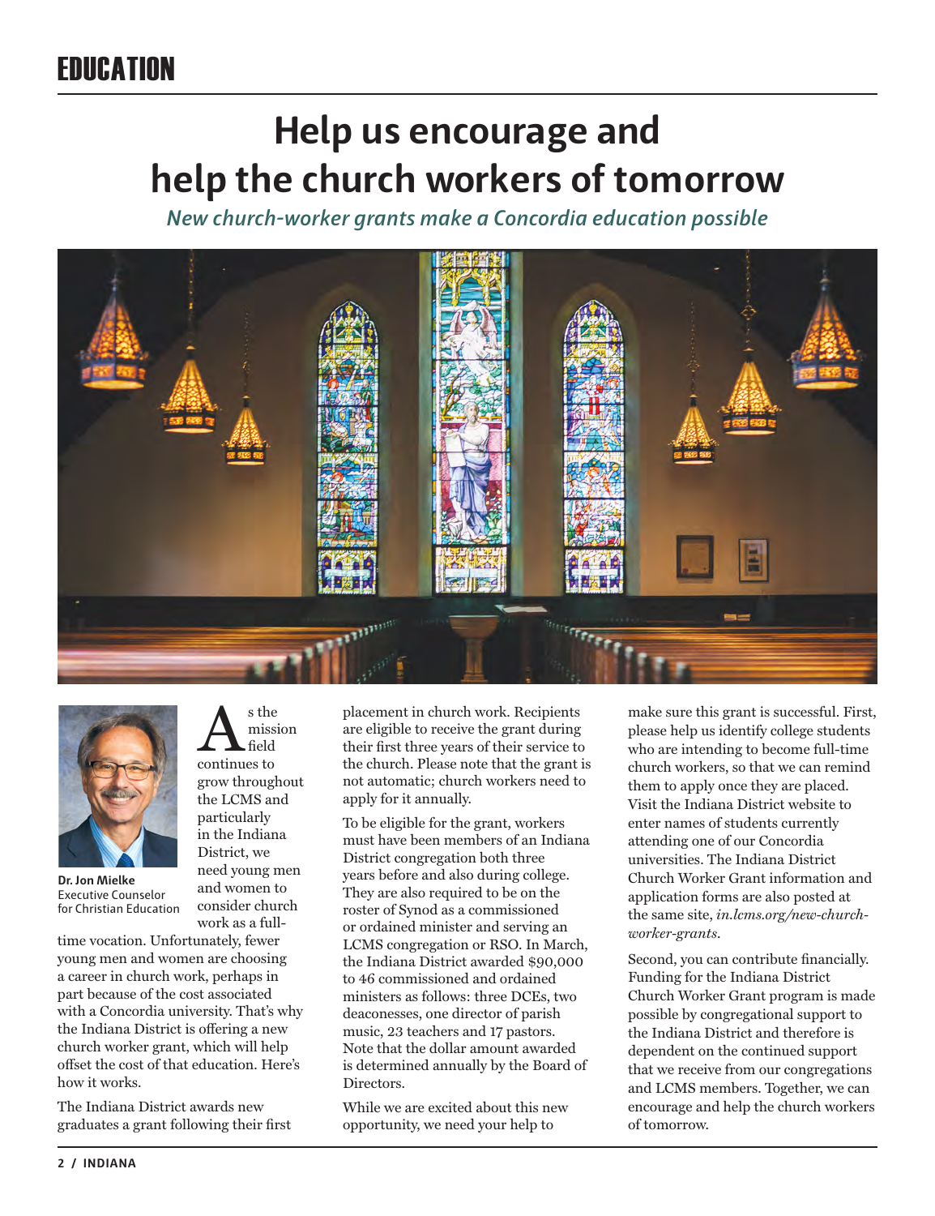# EDUCATION

# Help us encourage and help the church workers of tomorrow

*New church-worker grants make a Concordia education possible*

**Dr. Jon Mielke**
Executive Counselor for Christian Education

As the mission field continues to grow throughout the LCMS and particularly in the Indiana District, we need young men and women to consider church work as a full-time vocation. Unfortunately, fewer young men and women are choosing a career in church work, perhaps in part because of the cost associated with a Concordia university. That's why the Indiana District is offering a new church worker grant, which will help offset the cost of that education. Here's how it works.

The Indiana District awards new graduates a grant following their first placement in church work. Recipients are eligible to receive the grant during their first three years of their service to the church. Please note that the grant is not automatic; church workers need to apply for it annually.

To be eligible for the grant, workers must have been members of an Indiana District congregation both three years before and also during college. They are also required to be on the roster of Synod as a commissioned or ordained minister and serving an LCMS congregation or RSO. In March, the Indiana District awarded $90,000 to 46 commissioned and ordained ministers as follows: three DCEs, two deaconesses, one director of parish music, 23 teachers and 17 pastors. Note that the dollar amount awarded is determined annually by the Board of Directors.

While we are excited about this new opportunity, we need your help to make sure this grant is successful. First, please help us identify college students who are intending to become full-time church workers, so that we can remind them to apply once they are placed. Visit the Indiana District website to enter names of students currently attending one of our Concordia universities. The Indiana District Church Worker Grant information and application forms are also posted at the same site, *in.lcms.org/new-church-worker-grants*.

Second, you can contribute financially. Funding for the Indiana District Church Worker Grant program is made possible by congregational support to the Indiana District and therefore is dependent on the continued support that we receive from our congregations and LCMS members. Together, we can encourage and help the church workers of tomorrow.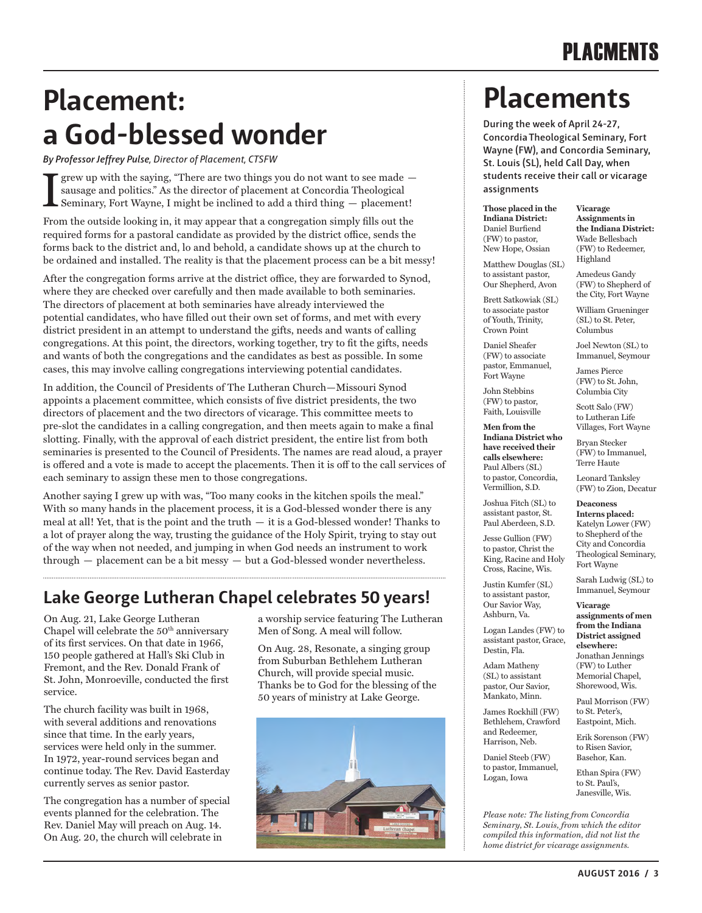# Placement: a God-blessed wonder

*By Professor Jeffrey Pulse, Director of Placement, CTSFW*

I grew up with the saying, "There are two things you do not want to see made — sausage and politics." As the director of placement at Concordia Theological Seminary, Fort Wayne, I might be inclined to add a third thing — placement!

From the outside looking in, it may appear that a congregation simply fills out the required forms for a pastoral candidate as provided by the district office, sends the forms back to the district and, lo and behold, a candidate shows up at the church to be ordained and installed. The reality is that the placement process can be a bit messy!

After the congregation forms arrive at the district office, they are forwarded to Synod, where they are checked over carefully and then made available to both seminaries. The directors of placement at both seminaries have already interviewed the potential candidates, who have filled out their own set of forms, and met with every district president in an attempt to understand the gifts, needs and wants of calling congregations. At this point, the directors, working together, try to fit the gifts, needs and wants of both the congregations and the candidates as best as possible. In some cases, this may involve calling congregations interviewing potential candidates.

In addition, the Council of Presidents of The Lutheran Church—Missouri Synod appoints a placement committee, which consists of five district presidents, the two directors of placement and the two directors of vicarage. This committee meets to pre-slot the candidates in a calling congregation, and then meets again to make a final slotting. Finally, with the approval of each district president, the entire list from both seminaries is presented to the Council of Presidents. The names are read aloud, a prayer is offered and a vote is made to accept the placements. Then it is off to the call services of each seminary to assign these men to those congregations.

Another saying I grew up with was, "Too many cooks in the kitchen spoils the meal." With so many hands in the placement process, it is a God-blessed wonder there is any meal at all! Yet, that is the point and the truth — it is a God-blessed wonder! Thanks to a lot of prayer along the way, trusting the guidance of the Holy Spirit, trying to stay out of the way when not needed, and jumping in when God needs an instrument to work through — placement can be a bit messy — but a God-blessed wonder nevertheless.

## Lake George Lutheran Chapel celebrates 50 years!

On Aug. 21, Lake George Lutheran Chapel will celebrate the 50th anniversary of its first services. On that date in 1966, 150 people gathered at Hall's Ski Club in Fremont, and the Rev. Donald Frank of St. John, Monroeville, conducted the first service.

The church facility was built in 1968, with several additions and renovations since that time. In the early years, services were held only in the summer. In 1972, year-round services began and continue today. The Rev. David Easterday currently serves as senior pastor.

The congregation has a number of special events planned for the celebration. The Rev. Daniel May will preach on Aug. 14. On Aug. 20, the church will celebrate in a worship service featuring The Lutheran Men of Song. A meal will follow.

On Aug. 28, Resonate, a singing group from Suburban Bethlehem Lutheran Church, will provide special music. Thanks be to God for the blessing of the 50 years of ministry at Lake George.

# Placements

During the week of April 24-27, Concordia Theological Seminary, Fort Wayne (FW), and Concordia Seminary, St. Louis (SL), held Call Day, when students receive their call or vicarage assignments

**Those placed in the Indiana District:**

Daniel Burfiend (FW) to pastor, New Hope, Ossian

Matthew Douglas (SL) to assistant pastor, Our Shepherd, Avon

Brett Satkowiak (SL) to associate pastor of Youth, Trinity, Crown Point

Daniel Sheafer (FW) to associate pastor, Emmanuel, Fort Wayne

John Stebbins (FW) to pastor, Faith, Louisville

**Men from the Indiana District who have received their calls elsewhere:**

Paul Albers (SL) to pastor, Concordia, Vermillion, S.D.

Joshua Fitch (SL) to assistant pastor, St. Paul Aberdeen, S.D.

Jesse Gullion (FW) to pastor, Christ the King, Racine and Holy Cross, Racine, Wis.

Justin Kumfer (SL) to assistant pastor, Our Savior Way, Ashburn, Va.

Logan Landes (FW) to assistant pastor, Grace, Destin, Fla.

Adam Matheny (SL) to assistant pastor, Our Savior, Mankato, Minn.

James Rockhill (FW) Bethlehem, Crawford and Redeemer, Harrison, Neb.

Daniel Steeb (FW) to pastor, Immanuel, Logan, Iowa

**Vicarage Assignments in the Indiana District:**

Wade Bellesbach (FW) to Redeemer, Highland

Amedeus Gandy (FW) to Shepherd of the City, Fort Wayne

William Grueninger (SL) to St. Peter, Columbus

Joel Newton (SL) to Immanuel, Seymour

James Pierce (FW) to St. John, Columbia City

Scott Salo (FW) to Lutheran Life Villages, Fort Wayne

Bryan Stecker (FW) to Immanuel, Terre Haute

Leonard Tanksley (FW) to Zion, Decatur

**Deaconess Interns placed:**

Katelyn Lower (FW) to Shepherd of the City and Concordia Theological Seminary, Fort Wayne

Sarah Ludwig (SL) to Immanuel, Seymour

**Vicarage assignments of men from the Indiana District assigned elsewhere:**

Jonathan Jennings (FW) to Luther Memorial Chapel, Shorewood, Wis.

Paul Morrison (FW) to St. Peter's, Eastpoint, Mich.

Erik Sorenson (FW) to Risen Savior, Basehor, Kan.

Ethan Spira (FW) to St. Paul's, Janesville, Wis.

*Please note: The listing from Concordia Seminary, St. Louis, from which the editor compiled this information, did not list the home district for vicarage assignments.*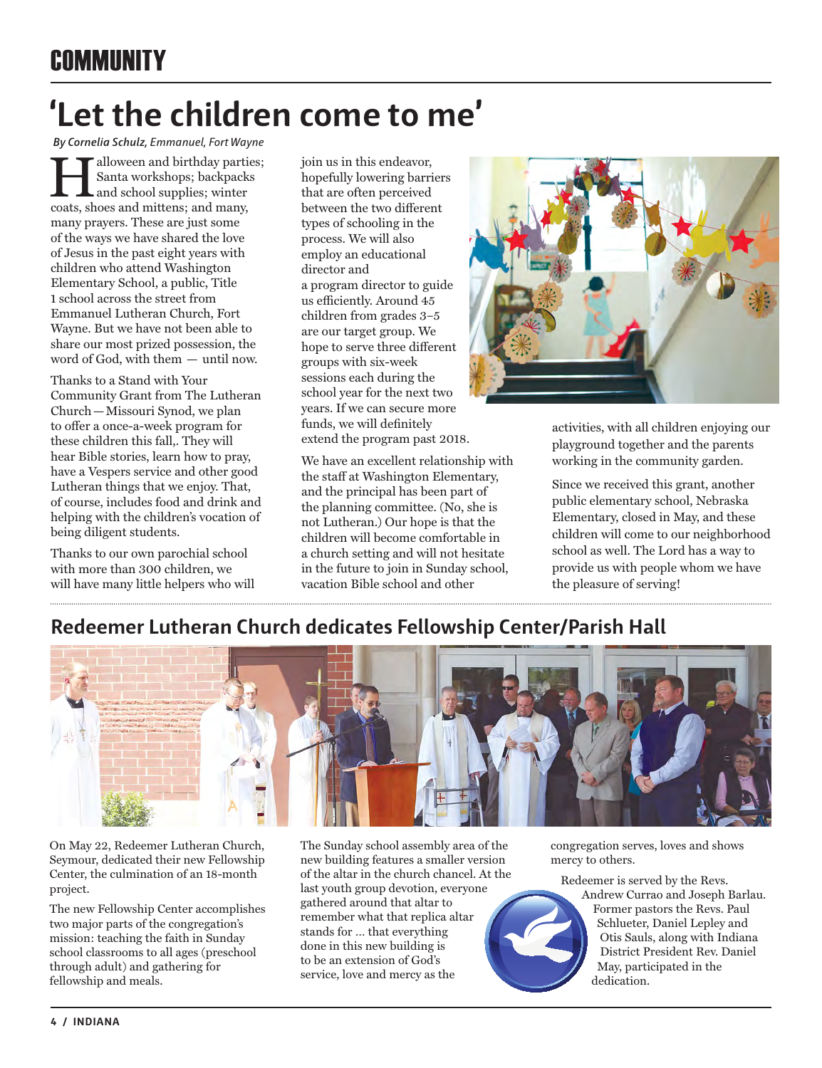# COMMUNITY

## 'Let the children come to me'

*By Cornelia Schulz, Emmanuel, Fort Wayne*

Halloween and birthday parties; Santa workshops; backpacks and school supplies; winter coats, shoes and mittens; and many, many prayers. These are just some of the ways we have shared the love of Jesus in the past eight years with children who attend Washington Elementary School, a public, Title 1 school across the street from Emmanuel Lutheran Church, Fort Wayne. But we have not been able to share our most prized possession, the word of God, with them — until now.

Thanks to a Stand with Your Community Grant from The Lutheran Church—Missouri Synod, we plan to offer a once-a-week program for these children this fall,. They will hear Bible stories, learn how to pray, have a Vespers service and other good Lutheran things that we enjoy. That, of course, includes food and drink and helping with the children's vocation of being diligent students.

Thanks to our own parochial school with more than 300 children, we will have many little helpers who will join us in this endeavor, hopefully lowering barriers that are often perceived between the two different types of schooling in the process. We will also employ an educational director and a program director to guide us efficiently. Around 45 children from grades 3–5 are our target group. We hope to serve three different groups with six-week sessions each during the school year for the next two years. If we can secure more funds, we will definitely extend the program past 2018.

We have an excellent relationship with the staff at Washington Elementary, and the principal has been part of the planning committee. (No, she is not Lutheran.) Our hope is that the children will become comfortable in a church setting and will not hesitate in the future to join in Sunday school, vacation Bible school and other activities, with all children enjoying our playground together and the parents working in the community garden.

Since we received this grant, another public elementary school, Nebraska Elementary, closed in May, and these children will come to our neighborhood school as well. The Lord has a way to provide us with people whom we have the pleasure of serving!

## Redeemer Lutheran Church dedicates Fellowship Center/Parish Hall

On May 22, Redeemer Lutheran Church, Seymour, dedicated their new Fellowship Center, the culmination of an 18-month project.

The new Fellowship Center accomplishes two major parts of the congregation's mission: teaching the faith in Sunday school classrooms to all ages (preschool through adult) and gathering for fellowship and meals.

The Sunday school assembly area of the new building features a smaller version of the altar in the church chancel. At the last youth group devotion, everyone gathered around that altar to remember what that replica altar stands for … that everything done in this new building is to be an extension of God's service, love and mercy as the congregation serves, loves and shows mercy to others.

Redeemer is served by the Revs. Andrew Currao and Joseph Barlau. Former pastors the Revs. Paul Schlueter, Daniel Lepley and Otis Sauls, along with Indiana District President Rev. Daniel May, participated in the dedication.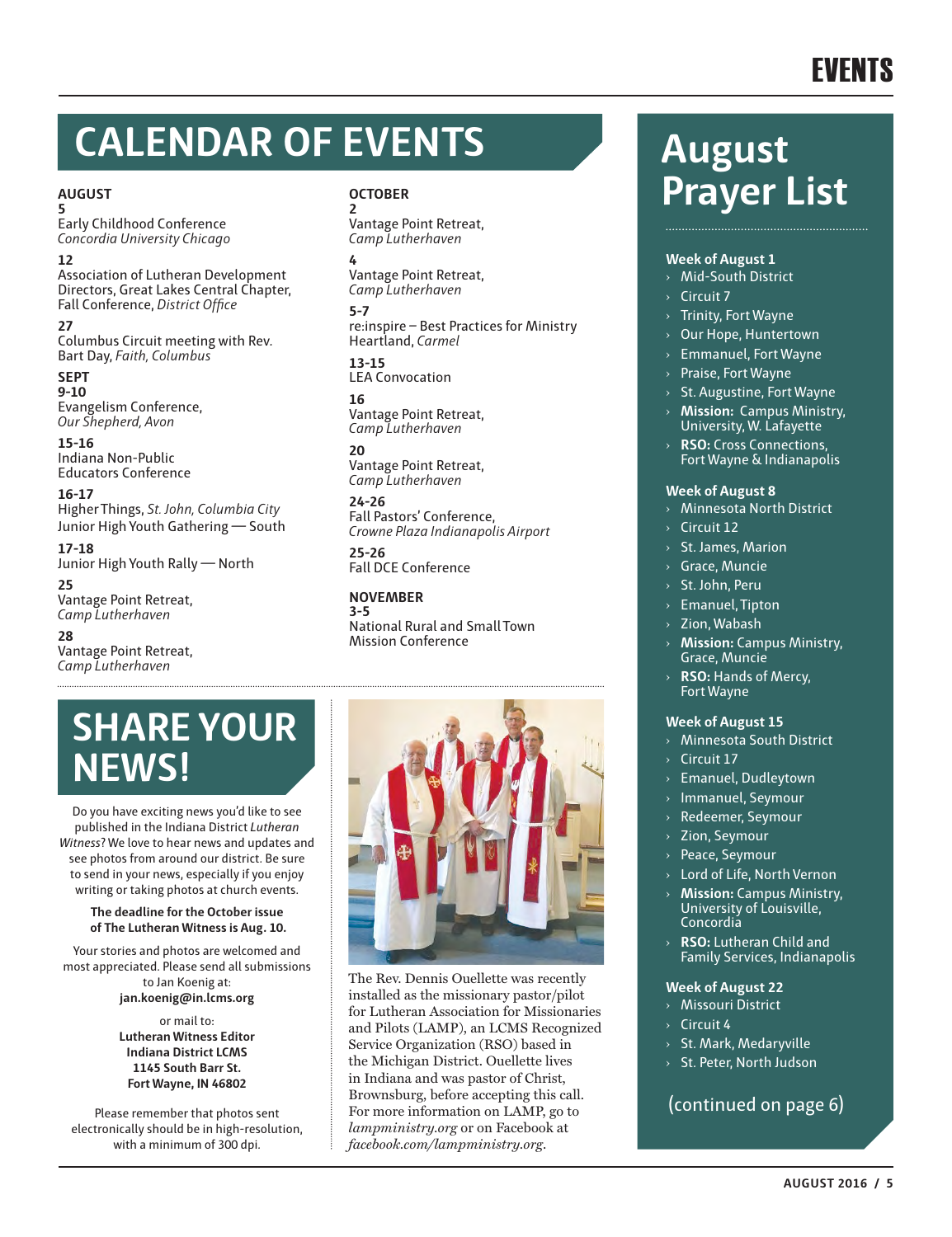# EVENTS

## CALENDAR OF EVENTS

**AUGUST**

**5**
Early Childhood Conference
*Concordia University Chicago*

**12**
Association of Lutheran Development Directors, Great Lakes Central Chapter, Fall Conference, *District Office*

**27**
Columbus Circuit meeting with Rev. Bart Day, *Faith, Columbus*

**SEPT**

**9-10**
Evangelism Conference,
*Our Shepherd, Avon*

**15-16**
Indiana Non-Public Educators Conference

**16-17**
Higher Things, *St. John, Columbia City*
Junior High Youth Gathering — South

**17-18**
Junior High Youth Rally — North

**25**
Vantage Point Retreat,
*Camp Lutherhaven*

**28**
Vantage Point Retreat,
*Camp Lutherhaven*

**OCTOBER**

**2**
Vantage Point Retreat,
*Camp Lutherhaven*

**4**
Vantage Point Retreat,
*Camp Lutherhaven*

**5-7**
re:inspire – Best Practices for Ministry
Heartland, *Carmel*

**13-15**
LEA Convocation

**16**
Vantage Point Retreat,
*Camp Lutherhaven*

**20**
Vantage Point Retreat,
*Camp Lutherhaven*

**24-26**
Fall Pastors' Conference,
*Crowne Plaza Indianapolis Airport*

**25-26**
Fall DCE Conference

**NOVEMBER**

**3-5**
National Rural and Small Town Mission Conference

## SHARE YOUR NEWS!

Do you have exciting news you'd like to see published in the Indiana District *Lutheran Witness*? We love to hear news and updates and see photos from around our district. Be sure to send in your news, especially if you enjoy writing or taking photos at church events.

**The deadline for the October issue of The Lutheran Witness is Aug. 10.**

Your stories and photos are welcomed and most appreciated. Please send all submissions to Jan Koenig at:
**jan.koenig@in.lcms.org**

or mail to:
**Lutheran Witness Editor**
**Indiana District LCMS**
**1145 South Barr St.**
**Fort Wayne, IN 46802**

Please remember that photos sent electronically should be in high-resolution, with a minimum of 300 dpi.

The Rev. Dennis Ouellette was recently installed as the missionary pastor/pilot for Lutheran Association for Missionaries and Pilots (LAMP), an LCMS Recognized Service Organization (RSO) based in the Michigan District. Ouellette lives in Indiana and was pastor of Christ, Brownsburg, before accepting this call. For more information on LAMP, go to *lampministry.org* or on Facebook at *facebook.com/lampministry.org*.

## August Prayer List

**Week of August 1**

- Mid-South District
- Circuit 7
- Trinity, Fort Wayne
- Our Hope, Huntertown
- Emmanuel, Fort Wayne
- Praise, Fort Wayne
- St. Augustine, Fort Wayne
- **Mission:** Campus Ministry, University, W. Lafayette
- **RSO:** Cross Connections, Fort Wayne & Indianapolis

**Week of August 8**

- Minnesota North District
- Circuit 12
- St. James, Marion
- Grace, Muncie
- St. John, Peru
- Emanuel, Tipton
- Zion, Wabash
- **Mission:** Campus Ministry, Grace, Muncie
- **RSO:** Hands of Mercy, Fort Wayne

**Week of August 15**

- Minnesota South District
- Circuit 17
- Emanuel, Dudleytown
- Immanuel, Seymour
- Redeemer, Seymour
- Zion, Seymour
- Peace, Seymour
- Lord of Life, North Vernon
- **Mission:** Campus Ministry, University of Louisville, Concordia
- **RSO:** Lutheran Child and Family Services, Indianapolis

**Week of August 22**

- Missouri District
- Circuit 4
- St. Mark, Medaryville
- St. Peter, North Judson

(continued on page 6)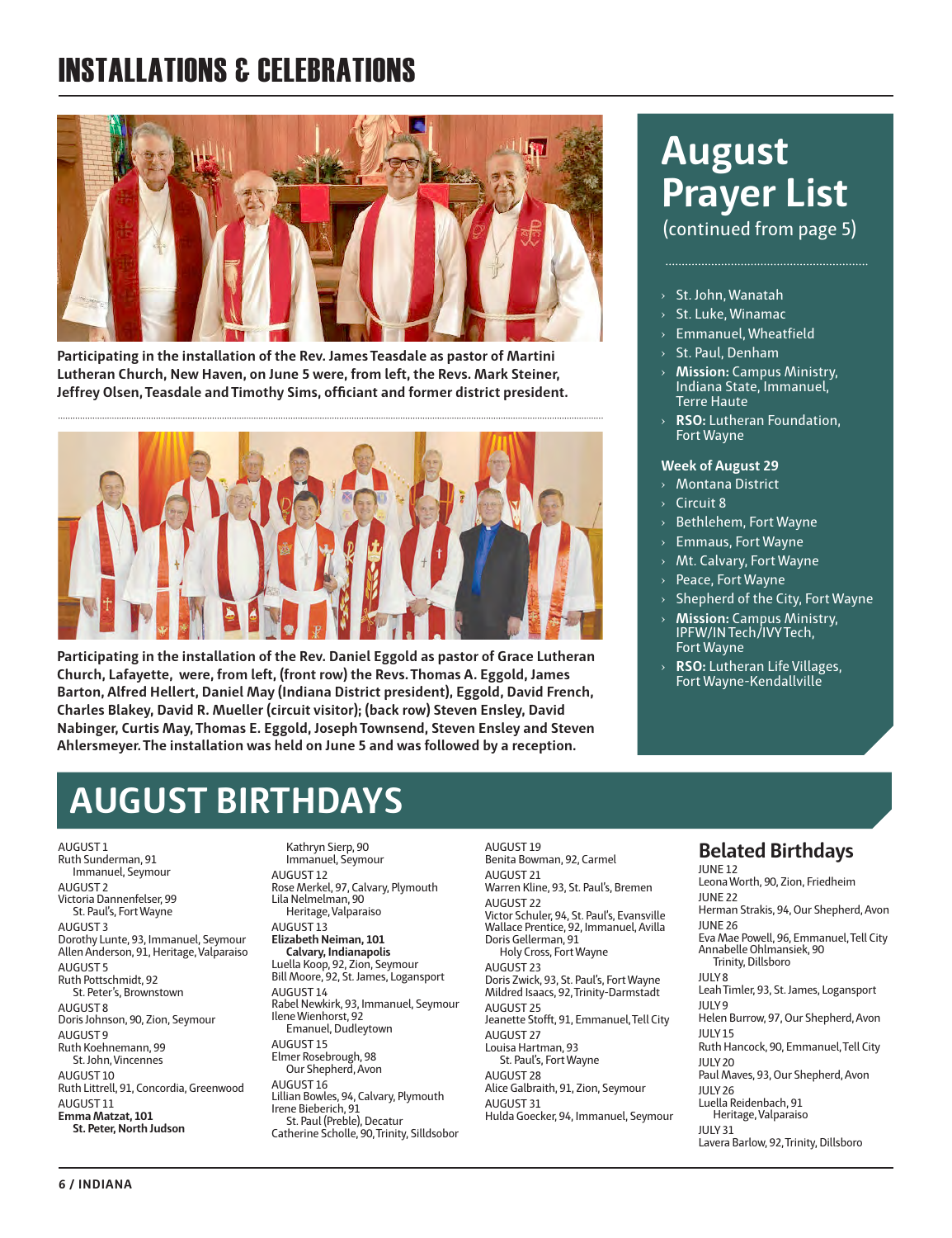# INSTALLATIONS & CELEBRATIONS

**Participating in the installation of the Rev. James Teasdale as pastor of Martini Lutheran Church, New Haven, on June 5 were, from left, the Revs. Mark Steiner, Jeffrey Olsen, Teasdale and Timothy Sims, officiant and former district president.**

**Participating in the installation of the Rev. Daniel Eggold as pastor of Grace Lutheran Church, Lafayette, were, from left, (front row) the Revs. Thomas A. Eggold, James Barton, Alfred Hellert, Daniel May (Indiana District president), Eggold, David French, Charles Blakey, David R. Mueller (circuit visitor); (back row) Steven Ensley, David Nabinger, Curtis May, Thomas E. Eggold, Joseph Townsend, Steven Ensley and Steven Ahlersmeyer. The installation was held on June 5 and was followed by a reception.**

## August Prayer List

(continued from page 5)

- St. John, Wanatah
- St. Luke, Winamac
- Emmanuel, Wheatfield
- St. Paul, Denham
- **Mission:** Campus Ministry, Indiana State, Immanuel, Terre Haute
- **RSO:** Lutheran Foundation, Fort Wayne

**Week of August 29**

- Montana District
- Circuit 8
- Bethlehem, Fort Wayne
- Emmaus, Fort Wayne
- Mt. Calvary, Fort Wayne
- Peace, Fort Wayne
- Shepherd of the City, Fort Wayne
- **Mission:** Campus Ministry, IPFW/IN Tech/IVY Tech, Fort Wayne
- **RSO:** Lutheran Life Villages, Fort Wayne-Kendallville

# AUGUST BIRTHDAYS

AUGUST 1
Ruth Sunderman, 91
Immanuel, Seymour

AUGUST 2
Victoria Dannenfelser, 99
St. Paul's, Fort Wayne

AUGUST 3
Dorothy Lunte, 93, Immanuel, Seymour
Allen Anderson, 91, Heritage, Valparaiso

AUGUST 5
Ruth Pottschmidt, 92
St. Peter's, Brownstown

AUGUST 8
Doris Johnson, 90, Zion, Seymour

AUGUST 9
Ruth Koehnemann, 99
St. John, Vincennes

AUGUST 10
Ruth Littrell, 91, Concordia, Greenwood

AUGUST 11
**Emma Matzat, 101**
**St. Peter, North Judson**
Kathryn Sierp, 90
Immanuel, Seymour

AUGUST 12
Rose Merkel, 97, Calvary, Plymouth
Lila Nelmelman, 90
Heritage, Valparaiso

AUGUST 13
**Elizabeth Neiman, 101**
**Calvary, Indianapolis**
Luella Koop, 92, Zion, Seymour
Bill Moore, 92, St. James, Logansport

AUGUST 14
Rabel Newkirk, 93, Immanuel, Seymour
Ilene Wienhorst, 92
Emanuel, Dudleytown

AUGUST 15
Elmer Rosebrough, 98
Our Shepherd, Avon

AUGUST 16
Lillian Bowles, 94, Calvary, Plymouth
Irene Bieberich, 91
St. Paul (Preble), Decatur
Catherine Scholle, 90, Trinity, Silldsobor

AUGUST 19
Benita Bowman, 92, Carmel

AUGUST 21
Warren Kline, 93, St. Paul's, Bremen

AUGUST 22
Victor Schuler, 94, St. Paul's, Evansville
Wallace Prentice, 92, Immanuel, Avilla
Doris Gellerman, 91
Holy Cross, Fort Wayne

AUGUST 23
Doris Zwick, 93, St. Paul's, Fort Wayne
Mildred Isaacs, 92, Trinity-Darmstadt

AUGUST 25
Jeanette Stofft, 91, Emmanuel, Tell City

AUGUST 27
Louisa Hartman, 93
St. Paul's, Fort Wayne

AUGUST 28
Alice Galbraith, 91, Zion, Seymour

AUGUST 31
Hulda Goecker, 94, Immanuel, Seymour

## Belated Birthdays

JUNE 12
Leona Worth, 90, Zion, Friedheim

JUNE 22
Herman Strakis, 94, Our Shepherd, Avon

JUNE 26
Eva Mae Powell, 96, Emmanuel, Tell City
Annabelle Ohlmansiek, 90
Trinity, Dillsboro

JULY 8
Leah Timler, 93, St. James, Logansport

JULY 9
Helen Burrow, 97, Our Shepherd, Avon

JULY 15
Ruth Hancock, 90, Emmanuel, Tell City

JULY 20
Paul Maves, 93, Our Shepherd, Avon

JULY 26
Luella Reidenbach, 91
Heritage, Valparaiso

JULY 31
Lavera Barlow, 92, Trinity, Dillsboro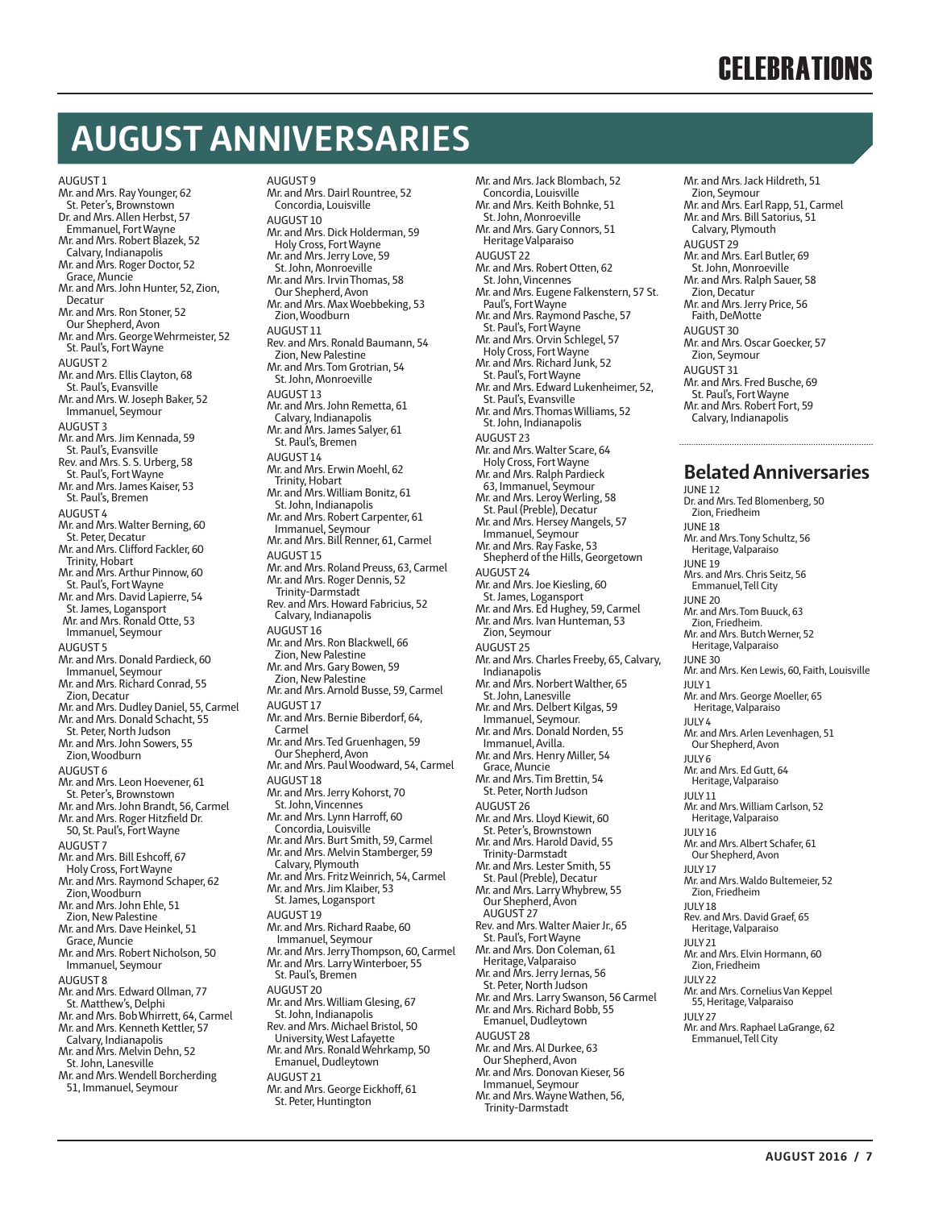# CELEBRATIONS

## AUGUST ANNIVERSARIES

AUGUST 1
Mr. and Mrs. Ray Younger, 62
St. Peter's, Brownstown
Dr. and Mrs. Allen Herbst, 57
Emmanuel, Fort Wayne
Mr. and Mrs. Robert Blazek, 52
Calvary, Indianapolis
Mr. and Mrs. Roger Doctor, 52
Grace, Muncie
Mr. and Mrs. John Hunter, 52, Zion, Decatur
Mr. and Mrs. Ron Stoner, 52
Our Shepherd, Avon
Mr. and Mrs. George Wehrmeister, 52
St. Paul's, Fort Wayne

AUGUST 2
Mr. and Mrs. Ellis Clayton, 68
St. Paul's, Evansville
Mr. and Mrs. W. Joseph Baker, 52
Immanuel, Seymour

AUGUST 3
Mr. and Mrs. Jim Kennada, 59
St. Paul's, Evansville
Rev. and Mrs. S. S. Urberg, 58
St. Paul's, Fort Wayne
Mr. and Mrs. James Kaiser, 53
St. Paul's, Bremen

AUGUST 4
Mr. and Mrs. Walter Berning, 60
St. Peter, Decatur
Mr. and Mrs. Clifford Fackler, 60
Trinity, Hobart
Mr. and Mrs. Arthur Pinnow, 60
St. Paul's, Fort Wayne
Mr. and Mrs. David Lapierre, 54
St. James, Logansport
Mr. and Mrs. Ronald Otte, 53
Immanuel, Seymour

AUGUST 5
Mr. and Mrs. Donald Pardieck, 60
Immanuel, Seymour
Mr. and Mrs. Richard Conrad, 55
Zion, Decatur
Mr. and Mrs. Dudley Daniel, 55, Carmel
Mr. and Mrs. Donald Schacht, 55
St. Peter, North Judson
Mr. and Mrs. John Sowers, 55
Zion, Woodburn

AUGUST 6
Mr. and Mrs. Leon Hoevener, 61
St. Peter's, Brownstown
Mr. and Mrs. John Brandt, 56, Carmel
Mr. and Mrs. Roger Hitzfield Dr. 50, St. Paul's, Fort Wayne

AUGUST 7
Mr. and Mrs. Bill Eshcoff, 67
Holy Cross, Fort Wayne
Mr. and Mrs. Raymond Schaper, 62
Zion, Woodburn
Mr. and Mrs. John Ehle, 51
Zion, New Palestine
Mr. and Mrs. Dave Heinkel, 51
Grace, Muncie
Mr. and Mrs. Robert Nicholson, 50
Immanuel, Seymour

AUGUST 8
Mr. and Mrs. Edward Ollman, 77
St. Matthew's, Delphi
Mr. and Mrs. Bob Whirrett, 64, Carmel
Mr. and Mrs. Kenneth Kettler, 57
Calvary, Indianapolis
Mr. and Mrs. Melvin Dehn, 52
St. John, Lanesville
Mr. and Mrs. Wendell Borcherding 51, Immanuel, Seymour

AUGUST 9
Mr. and Mrs. Dairl Rountree, 52
Concordia, Louisville

AUGUST 10
Mr. and Mrs. Dick Holderman, 59
Holy Cross, Fort Wayne
Mr. and Mrs. Jerry Love, 59
St. John, Monroeville
Mr. and Mrs. Irvin Thomas, 58
Our Shepherd, Avon
Mr. and Mrs. Max Woebbeking, 53
Zion, Woodburn

AUGUST 11
Rev. and Mrs. Ronald Baumann, 54
Zion, New Palestine
Mr. and Mrs. Tom Grotrian, 54
St. John, Monroeville

AUGUST 13
Mr. and Mrs. John Remetta, 61
Calvary, Indianapolis
Mr. and Mrs. James Salyer, 61
St. Paul's, Bremen

AUGUST 14
Mr. and Mrs. Erwin Moehl, 62
Trinity, Hobart
Mr. and Mrs. William Bonitz, 61
St. John, Indianapolis
Mr. and Mrs. Robert Carpenter, 61
Immanuel, Seymour
Mr. and Mrs. Bill Renner, 61, Carmel

AUGUST 15
Mr. and Mrs. Roland Preuss, 63, Carmel
Mr. and Mrs. Roger Dennis, 52
Trinity-Darmstadt
Rev. and Mrs. Howard Fabricius, 52
Calvary, Indianapolis

AUGUST 16
Mr. and Mrs. Ron Blackwell, 66
Zion, New Palestine
Mr. and Mrs. Gary Bowen, 59
Zion, New Palestine
Mr. and Mrs. Arnold Busse, 59, Carmel

AUGUST 17
Mr. and Mrs. Bernie Biberdorf, 64, Carmel
Mr. and Mrs. Ted Gruenhagen, 59
Our Shepherd, Avon
Mr. and Mrs. Paul Woodward, 54, Carmel

AUGUST 18
Mr. and Mrs. Jerry Kohorst, 70
St. John, Vincennes
Mr. and Mrs. Lynn Harroff, 60
Concordia, Louisville
Mr. and Mrs. Burt Smith, 59, Carmel
Mr. and Mrs. Melvin Stamberger, 59
Calvary, Plymouth
Mr. and Mrs. Fritz Weinrich, 54, Carmel
Mr. and Mrs. Jim Klaiber, 53
St. James, Logansport

AUGUST 19
Mr. and Mrs. Richard Raabe, 60
Immanuel, Seymour
Mr. and Mrs. Jerry Thompson, 60, Carmel
Mr. and Mrs. Larry Winterboer, 55
St. Paul's, Bremen

AUGUST 20
Mr. and Mrs. William Glesing, 67
St. John, Indianapolis
Rev. and Mrs. Michael Bristol, 50
University, West Lafayette
Mr. and Mrs. Ronald Wehrkamp, 50
Emanuel, Dudleytown

AUGUST 21
Mr. and Mrs. George Eickhoff, 61
St. Peter, Huntington
Mr. and Mrs. Jack Blombach, 52
Concordia, Louisville
Mr. and Mrs. Keith Bohnke, 51
St. John, Monroeville
Mr. and Mrs. Gary Connors, 51
Heritage Valparaiso

AUGUST 22
Mr. and Mrs. Robert Otten, 62
St. John, Vincennes
Mr. and Mrs. Eugene Falkenstern, 57 St. Paul's, Fort Wayne
Mr. and Mrs. Raymond Pasche, 57
St. Paul's, Fort Wayne
Mr. and Mrs. Orvin Schlegel, 57
Holy Cross, Fort Wayne
Mr. and Mrs. Richard Junk, 52
St. Paul's, Fort Wayne
Mr. and Mrs. Edward Lukenheimer, 52, St. Paul's, Evansville
Mr. and Mrs. Thomas Williams, 52
St. John, Indianapolis

AUGUST 23
Mr. and Mrs. Walter Scare, 64
Holy Cross, Fort Wayne
Mr. and Mrs. Ralph Pardieck 63, Immanuel, Seymour
Mr. and Mrs. Leroy Werling, 58
St. Paul (Preble), Decatur
Mr. and Mrs. Hersey Mangels, 57
Immanuel, Seymour
Mr. and Mrs. Ray Faske, 53
Shepherd of the Hills, Georgetown

AUGUST 24
Mr. and Mrs. Joe Kiesling, 60
St. James, Logansport
Mr. and Mrs. Ed Hughey, 59, Carmel
Mr. and Mrs. Ivan Hunteman, 53
Zion, Seymour

AUGUST 25
Mr. and Mrs. Charles Freeby, 65, Calvary, Indianapolis
Mr. and Mrs. Norbert Walther, 65
St. John, Lanesville
Mr. and Mrs. Delbert Kilgas, 59
Immanuel, Seymour.
Mr. and Mrs. Donald Norden, 55
Immanuel, Avilla.
Mr. and Mrs. Henry Miller, 54
Grace, Muncie
Mr. and Mrs. Tim Brettin, 54
St. Peter, North Judson

AUGUST 26
Mr. and Mrs. Lloyd Kiewit, 60
St. Peter's, Brownstown
Mr. and Mrs. Harold David, 55
Trinity-Darmstadt
Mr. and Mrs. Lester Smith, 55
St. Paul (Preble), Decatur
Mr. and Mrs. Larry Whybrew, 55
Our Shepherd, Avon

AUGUST 27
Rev. and Mrs. Walter Maier Jr., 65
St. Paul's, Fort Wayne
Mr. and Mrs. Don Coleman, 61
Heritage, Valparaiso
Mr. and Mrs. Jerry Jernas, 56
St. Peter, North Judson
Mr. and Mrs. Larry Swanson, 56 Carmel
Mr. and Mrs. Richard Bobb, 55
Emanuel, Dudleytown

AUGUST 28
Mr. and Mrs. Al Durkee, 63
Our Shepherd, Avon
Mr. and Mrs. Donovan Kieser, 56
Immanuel, Seymour
Mr. and Mrs. Wayne Wathen, 56, Trinity-Darmstadt
Mr. and Mrs. Jack Hildreth, 51
Zion, Seymour
Mr. and Mrs. Earl Rapp, 51, Carmel
Mr. and Mrs. Bill Satorius, 51
Calvary, Plymouth

AUGUST 29
Mr. and Mrs. Earl Butler, 69
St. John, Monroeville
Mr. and Mrs. Ralph Sauer, 58
Zion, Decatur
Mr. and Mrs. Jerry Price, 56
Faith, DeMotte

AUGUST 30
Mr. and Mrs. Oscar Goecker, 57
Zion, Seymour

AUGUST 31
Mr. and Mrs. Fred Busche, 69
St. Paul's, Fort Wayne
Mr. and Mrs. Robert Fort, 59
Calvary, Indianapolis

## Belated Anniversaries

JUNE 12
Dr. and Mrs. Ted Blomenberg, 50
Zion, Friedheim

JUNE 18
Mr. and Mrs. Tony Schultz, 56
Heritage, Valparaiso

JUNE 19
Mrs. and Mrs. Chris Seitz, 56
Emmanuel, Tell City

JUNE 20
Mr. and Mrs. Tom Buuck, 63
Zion, Friedheim.
Mr. and Mrs. Butch Werner, 52
Heritage, Valparaiso

JUNE 30
Mr. and Mrs. Ken Lewis, 60, Faith, Louisville

JULY 1
Mr. and Mrs. George Moeller, 65
Heritage, Valparaiso

JULY 4
Mr. and Mrs. Arlen Levenhagen, 51
Our Shepherd, Avon

JULY 6
Mr. and Mrs. Ed Gutt, 64
Heritage, Valparaiso

JULY 11
Mr. and Mrs. William Carlson, 52
Heritage, Valparaiso

JULY 16
Mr. and Mrs. Albert Schafer, 61
Our Shepherd, Avon

JULY 17
Mr. and Mrs. Waldo Bultemeier, 52
Zion, Friedheim

JULY 18
Rev. and Mrs. David Graef, 65
Heritage, Valparaiso

JULY 21
Mr. and Mrs. Elvin Hormann, 60
Zion, Friedheim

JULY 22
Mr. and Mrs. Cornelius Van Keppel 55, Heritage, Valparaiso

JULY 27
Mr. and Mrs. Raphael LaGrange, 62
Emmanuel, Tell City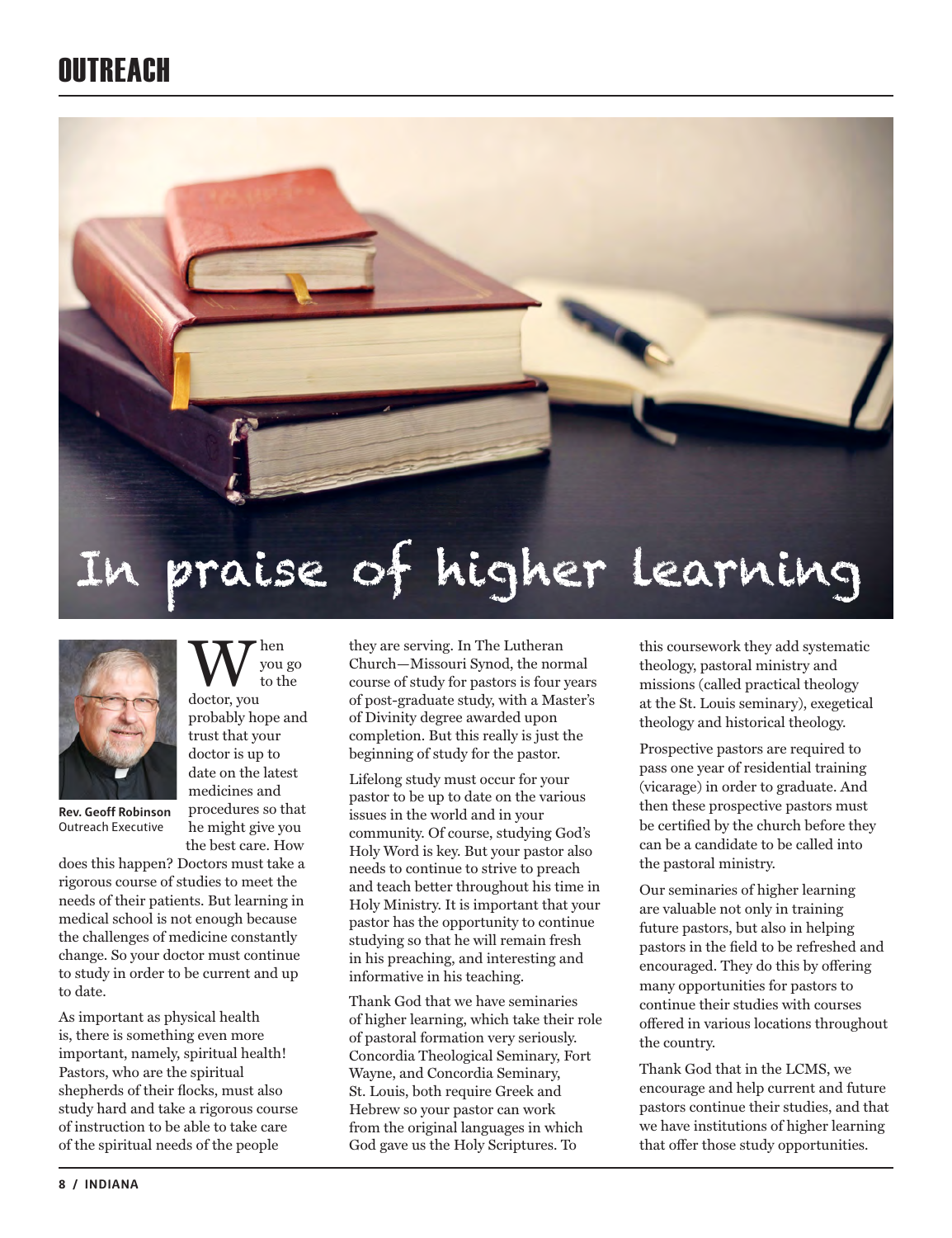# OUTREACH

## In praise of higher learning

**Rev. Geoff Robinson**
Outreach Executive

When you go to the doctor, you probably hope and trust that your doctor is up to date on the latest medicines and procedures so that he might give you the best care. How does this happen? Doctors must take a rigorous course of studies to meet the needs of their patients. But learning in medical school is not enough because the challenges of medicine constantly change. So your doctor must continue to study in order to be current and up to date.

As important as physical health is, there is something even more important, namely, spiritual health! Pastors, who are the spiritual shepherds of their flocks, must also study hard and take a rigorous course of instruction to be able to take care of the spiritual needs of the people they are serving. In The Lutheran Church—Missouri Synod, the normal course of study for pastors is four years of post-graduate study, with a Master's of Divinity degree awarded upon completion. But this really is just the beginning of study for the pastor.

Lifelong study must occur for your pastor to be up to date on the various issues in the world and in your community. Of course, studying God's Holy Word is key. But your pastor also needs to continue to strive to preach and teach better throughout his time in Holy Ministry. It is important that your pastor has the opportunity to continue studying so that he will remain fresh in his preaching, and interesting and informative in his teaching.

Thank God that we have seminaries of higher learning, which take their role of pastoral formation very seriously. Concordia Theological Seminary, Fort Wayne, and Concordia Seminary, St. Louis, both require Greek and Hebrew so your pastor can work from the original languages in which God gave us the Holy Scriptures. To this coursework they add systematic theology, pastoral ministry and missions (called practical theology at the St. Louis seminary), exegetical theology and historical theology.

Prospective pastors are required to pass one year of residential training (vicarage) in order to graduate. And then these prospective pastors must be certified by the church before they can be a candidate to be called into the pastoral ministry.

Our seminaries of higher learning are valuable not only in training future pastors, but also in helping pastors in the field to be refreshed and encouraged. They do this by offering many opportunities for pastors to continue their studies with courses offered in various locations throughout the country.

Thank God that in the LCMS, we encourage and help current and future pastors continue their studies, and that we have institutions of higher learning that offer those study opportunities.